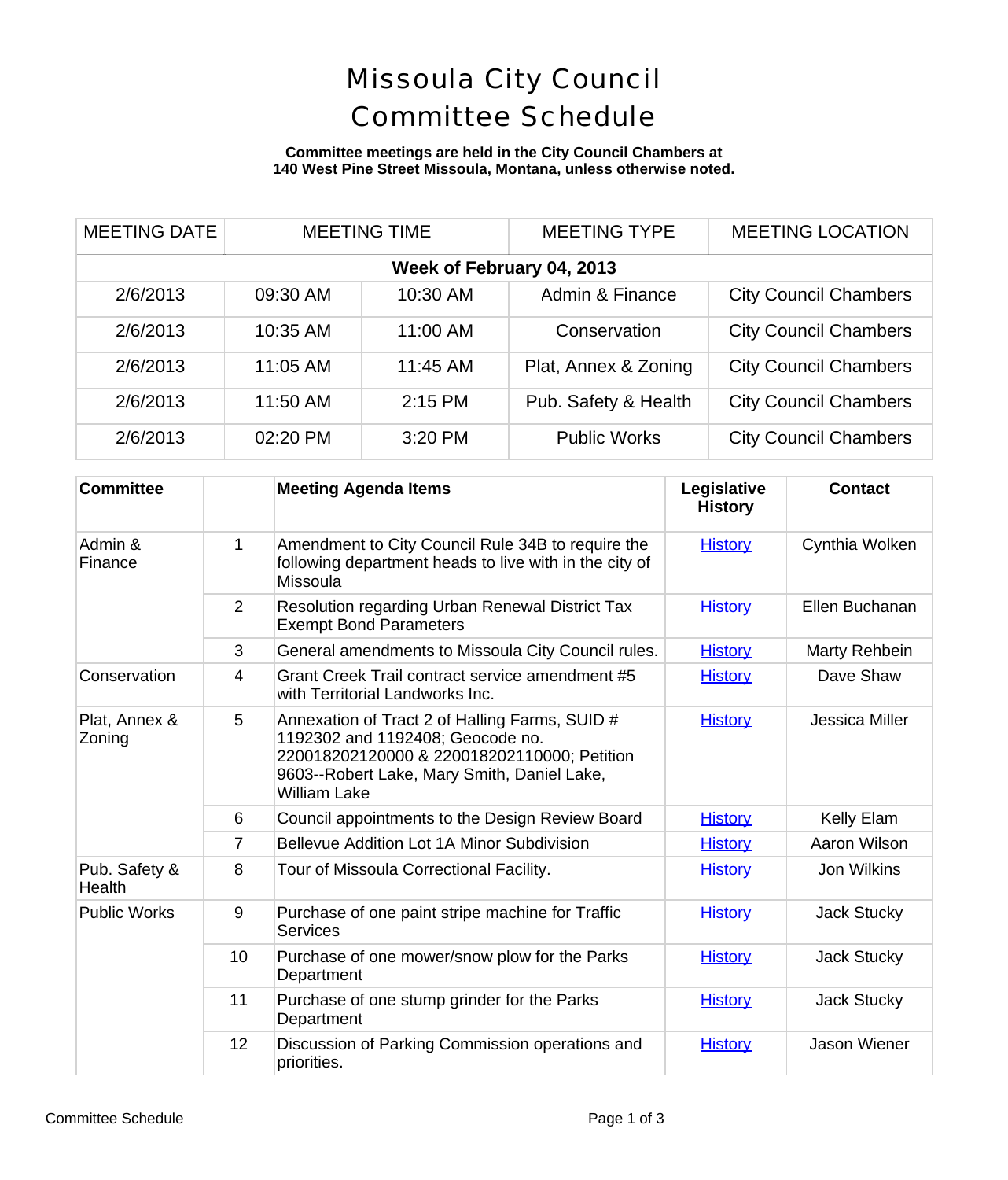# Missoula City Council Committee Schedule

**Committee meetings are held in the City Council Chambers at 140 West Pine Street Missoula, Montana, unless otherwise noted.**

| MEETING DATE | MEETING TIME | | MEETING TYPE | MEETING LOCATION |
|---|---|---|---|---|
| **Week of February 04, 2013** | | | | |
| 2/6/2013 | 09:30 AM | 10:30 AM | Admin & Finance | City Council Chambers |
| 2/6/2013 | 10:35 AM | 11:00 AM | Conservation | City Council Chambers |
| 2/6/2013 | 11:05 AM | 11:45 AM | Plat, Annex & Zoning | City Council Chambers |
| 2/6/2013 | 11:50 AM | 2:15 PM | Pub. Safety & Health | City Council Chambers |
| 2/6/2013 | 02:20 PM | 3:20 PM | Public Works | City Council Chambers |

| Committee | | Meeting Agenda Items | Legislative History | Contact |
|---|---|---|---|---|
| Admin & Finance | 1 | Amendment to City Council Rule 34B to require the following department heads to live with in the city of Missoula | History | Cynthia Wolken |
| | 2 | Resolution regarding Urban Renewal District Tax Exempt Bond Parameters | History | Ellen Buchanan |
| | 3 | General amendments to Missoula City Council rules. | History | Marty Rehbein |
| Conservation | 4 | Grant Creek Trail contract service amendment #5 with Territorial Landworks Inc. | History | Dave Shaw |
| Plat, Annex & Zoning | 5 | Annexation of Tract 2 of Halling Farms, SUID # 1192302 and 1192408; Geocode no. 220018202120000 & 220018202110000; Petition 9603--Robert Lake, Mary Smith, Daniel Lake, William Lake | History | Jessica Miller |
| | 6 | Council appointments to the Design Review Board | History | Kelly Elam |
| | 7 | Bellevue Addition Lot 1A Minor Subdivision | History | Aaron Wilson |
| Pub. Safety & Health | 8 | Tour of Missoula Correctional Facility. | History | Jon Wilkins |
| Public Works | 9 | Purchase of one paint stripe machine for Traffic Services | History | Jack Stucky |
| | 10 | Purchase of one mower/snow plow for the Parks Department | History | Jack Stucky |
| | 11 | Purchase of one stump grinder for the Parks Department | History | Jack Stucky |
| | 12 | Discussion of Parking Commission operations and priorities. | History | Jason Wiener |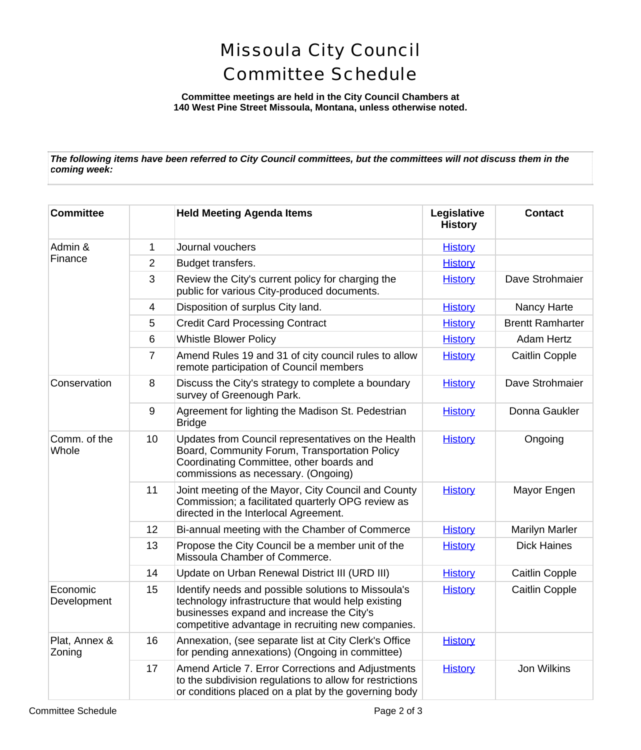# Missoula City Council Committee Schedule

**Committee meetings are held in the City Council Chambers at 140 West Pine Street Missoula, Montana, unless otherwise noted.**

***The following items have been referred to City Council committees, but the committees will not discuss them in the coming week:***

| Committee | | Held Meeting Agenda Items | Legislative History | Contact |
|---|---|---|---|---|
| Admin & Finance | 1 | Journal vouchers | History | |
| | 2 | Budget transfers. | History | |
| | 3 | Review the City's current policy for charging the public for various City-produced documents. | History | Dave Strohmaier |
| | 4 | Disposition of surplus City land. | History | Nancy Harte |
| | 5 | Credit Card Processing Contract | History | Brentt Ramharter |
| | 6 | Whistle Blower Policy | History | Adam Hertz |
| | 7 | Amend Rules 19 and 31 of city council rules to allow remote participation of Council members | History | Caitlin Copple |
| Conservation | 8 | Discuss the City's strategy to complete a boundary survey of Greenough Park. | History | Dave Strohmaier |
| | 9 | Agreement for lighting the Madison St. Pedestrian Bridge | History | Donna Gaukler |
| Comm. of the Whole | 10 | Updates from Council representatives on the Health Board, Community Forum, Transportation Policy Coordinating Committee, other boards and commissions as necessary. (Ongoing) | History | Ongoing |
| | 11 | Joint meeting of the Mayor, City Council and County Commission; a facilitated quarterly OPG review as directed in the Interlocal Agreement. | History | Mayor Engen |
| | 12 | Bi-annual meeting with the Chamber of Commerce | History | Marilyn Marler |
| | 13 | Propose the City Council be a member unit of the Missoula Chamber of Commerce. | History | Dick Haines |
| | 14 | Update on Urban Renewal District III (URD III) | History | Caitlin Copple |
| Economic Development | 15 | Identify needs and possible solutions to Missoula's technology infrastructure that would help existing businesses expand and increase the City's competitive advantage in recruiting new companies. | History | Caitlin Copple |
| Plat, Annex & Zoning | 16 | Annexation, (see separate list at City Clerk's Office for pending annexations) (Ongoing in committee) | History | |
| | 17 | Amend Article 7. Error Corrections and Adjustments to the subdivision regulations to allow for restrictions or conditions placed on a plat by the governing body | History | Jon Wilkins |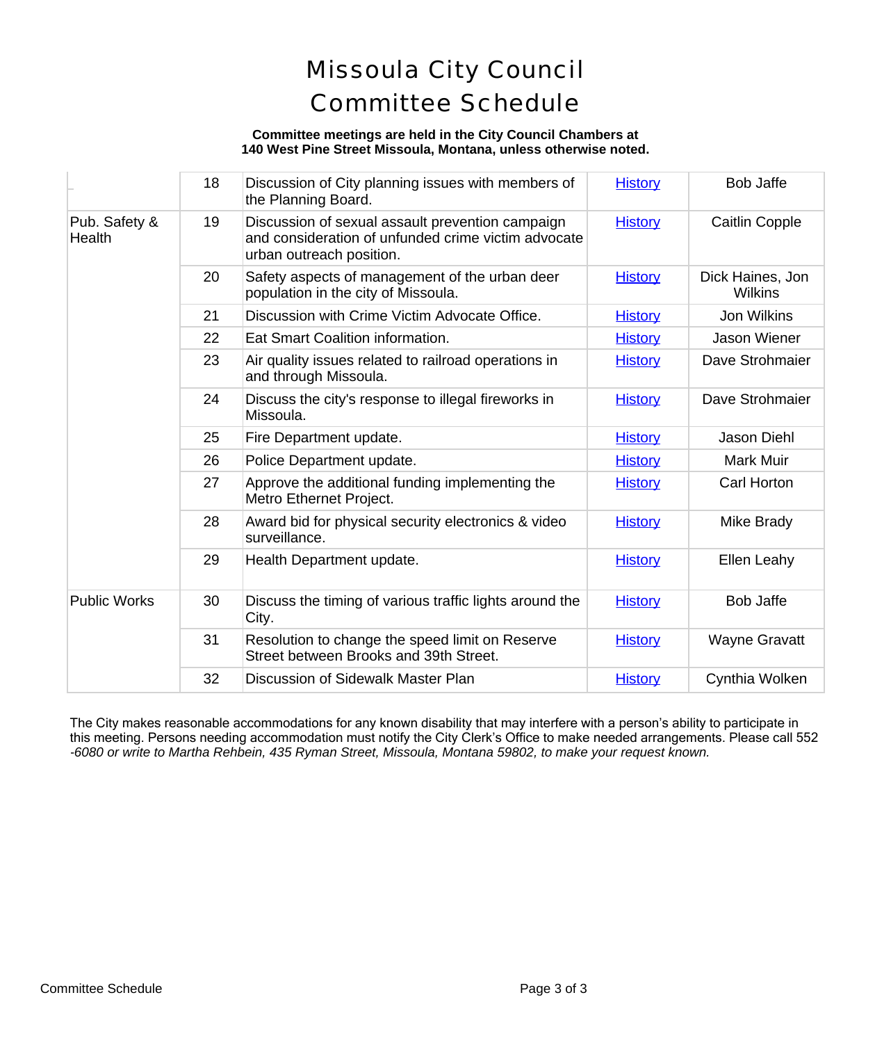# Missoula City Council Committee Schedule

**Committee meetings are held in the City Council Chambers at 140 West Pine Street Missoula, Montana, unless otherwise noted.**

| | | | | |
|---|---|---|---|---|
| | 18 | Discussion of City planning issues with members of the Planning Board. | History | Bob Jaffe |
| Pub. Safety & Health | 19 | Discussion of sexual assault prevention campaign and consideration of unfunded crime victim advocate urban outreach position. | History | Caitlin Copple |
| | 20 | Safety aspects of management of the urban deer population in the city of Missoula. | History | Dick Haines, Jon Wilkins |
| | 21 | Discussion with Crime Victim Advocate Office. | History | Jon Wilkins |
| | 22 | Eat Smart Coalition information. | History | Jason Wiener |
| | 23 | Air quality issues related to railroad operations in and through Missoula. | History | Dave Strohmaier |
| | 24 | Discuss the city's response to illegal fireworks in Missoula. | History | Dave Strohmaier |
| | 25 | Fire Department update. | History | Jason Diehl |
| | 26 | Police Department update. | History | Mark Muir |
| | 27 | Approve the additional funding implementing the Metro Ethernet Project. | History | Carl Horton |
| | 28 | Award bid for physical security electronics & video surveillance. | History | Mike Brady |
| | 29 | Health Department update. | History | Ellen Leahy |
| Public Works | 30 | Discuss the timing of various traffic lights around the City. | History | Bob Jaffe |
| | 31 | Resolution to change the speed limit on Reserve Street between Brooks and 39th Street. | History | Wayne Gravatt |
| | 32 | Discussion of Sidewalk Master Plan | History | Cynthia Wolken |

The City makes reasonable accommodations for any known disability that may interfere with a person's ability to participate in this meeting. Persons needing accommodation must notify the City Clerk's Office to make needed arrangements. Please call 552 *-6080 or write to Martha Rehbein, 435 Ryman Street, Missoula, Montana 59802, to make your request known.*